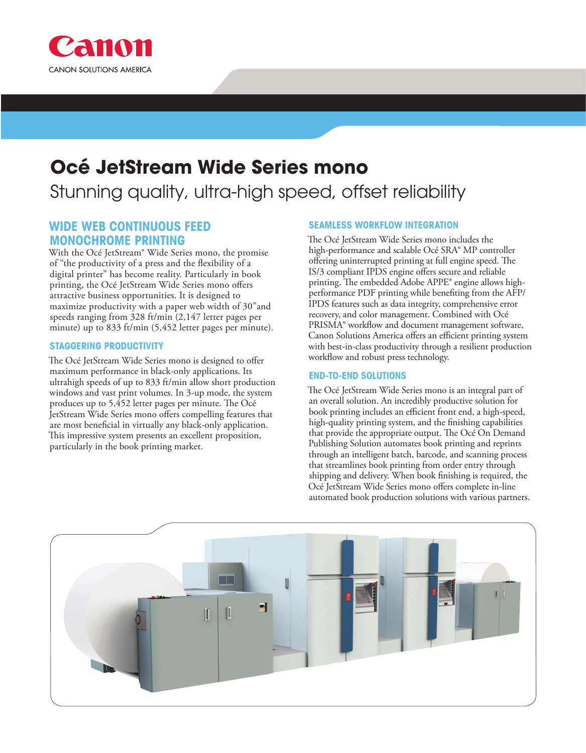Canon

CANON SOLUTIONS AMERICA

# Océ JetStream Wide Series mono

Stunning quality, ultra-high speed, offset reliability

## WIDE WEB CONTINUOUS FEED MONOCHROME PRINTING

With the Océ JetStream® Wide Series mono, the promise of "the productivity of a press and the flexibility of a digital printer" has become reality. Particularly in book printing, the Océ JetStream Wide Series mono offers attractive business opportunities. It is designed to maximize productivity with a paper web width of 30"and speeds ranging from 328 ft/min (2,147 letter pages per minute) up to 833 ft/min (5,452 letter pages per minute).

## STAGGERING PRODUCTIVITY

The Océ JetStream Wide Series mono is designed to offer maximum performance in black-only applications. Its ultrahigh speeds of up to 833 ft/min allow short production windows and vast print volumes. In 3-up mode, the system produces up to 5,452 letter pages per minute. The Océ JetStream Wide Series mono offers compelling features that are most beneficial in virtually any black-only application. This impressive system presents an excellent proposition, particularly in the book printing market.

## SEAMLESS WORKFLOW INTEGRATION

The Océ JetStream Wide Series mono includes the high-performance and scalable Océ SRA® MP controller offering uninterrupted printing at full engine speed. The IS/3 compliant IPDS engine offers secure and reliable printing. The embedded Adobe APPE® engine allows high-performance PDF printing while benefiting from the AFP/IPDS features such as data integrity, comprehensive error recovery, and color management. Combined with Océ PRISMA® workflow and document management software, Canon Solutions America offers an efficient printing system with best-in-class productivity through a resilient production workflow and robust press technology.

## END-TO-END SOLUTIONS

The Océ JetStream Wide Series mono is an integral part of an overall solution. An incredibly productive solution for book printing includes an efficient front end, a high-speed, high-quality printing system, and the finishing capabilities that provide the appropriate output. The Océ On Demand Publishing Solution automates book printing and reprints through an intelligent batch, barcode, and scanning process that streamlines book printing from order entry through shipping and delivery. When book finishing is required, the Océ JetStream Wide Series mono offers complete in-line automated book production solutions with various partners.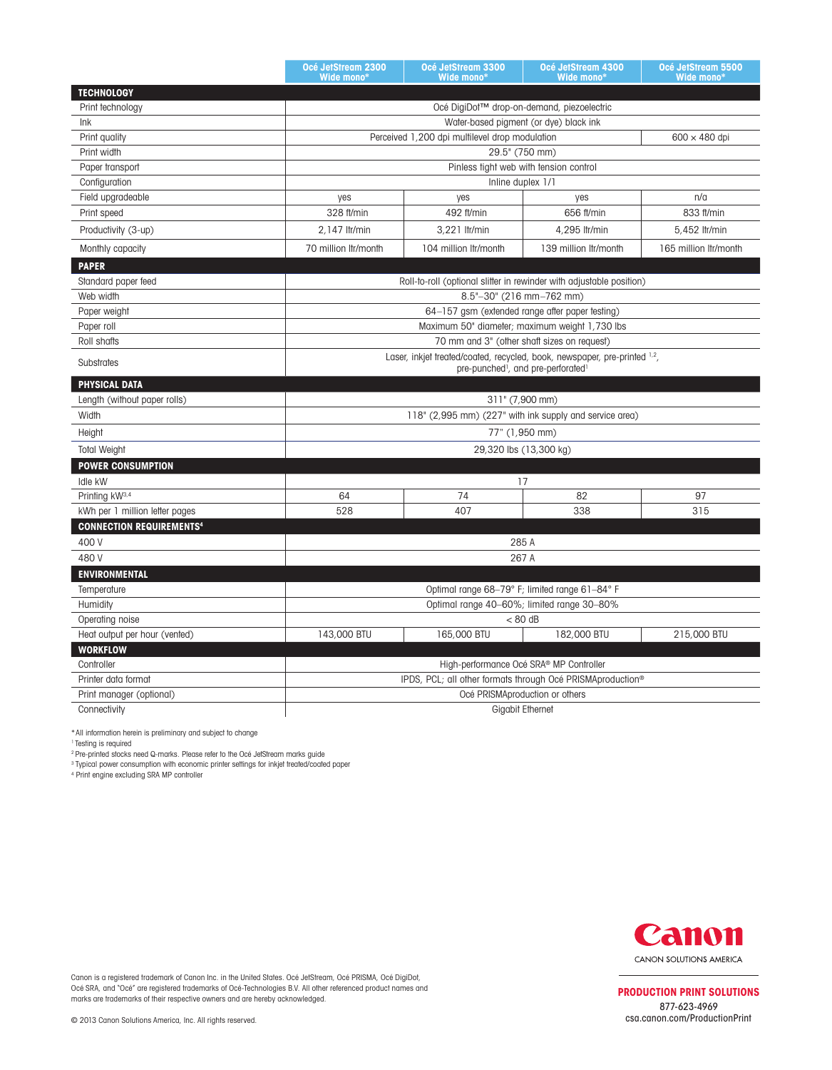| | Océ JetStream 2300 Wide mono* | Océ JetStream 3300 Wide mono* | Océ JetStream 4300 Wide mono* | Océ JetStream 5500 Wide mono* |
|---|---|---|---|---|
| **TECHNOLOGY** | | | | |
| Print technology | Océ DigiDot™ drop-on-demand, piezoelectric | | | |
| Ink | Water-based pigment (or dye) black ink | | | |
| Print quality | Perceived 1,200 dpi multilevel drop modulation | | | 600 × 480 dpi |
| Print width | 29.5" (750 mm) | | | |
| Paper transport | Pinless tight web with tension control | | | |
| Configuration | Inline duplex 1/1 | | | |
| Field upgradeable | yes | yes | yes | n/a |
| Print speed | 328 ft/min | 492 ft/min | 656 ft/min | 833 ft/min |
| Productivity (3-up) | 2,147 ltr/min | 3,221 ltr/min | 4,295 ltr/min | 5,452 ltr/min |
| Monthly capacity | 70 million ltr/month | 104 million ltr/month | 139 million ltr/month | 165 million ltr/month |
| **PAPER** | | | | |
| Standard paper feed | Roll-to-roll (optional slitter in rewinder with adjustable position) | | | |
| Web width | 8.5"–30" (216 mm–762 mm) | | | |
| Paper weight | 64–157 gsm (extended range after paper testing) | | | |
| Paper roll | Maximum 50" diameter; maximum weight 1,730 lbs | | | |
| Roll shafts | 70 mm and 3" (other shaft sizes on request) | | | |
| Substrates | Laser, inkjet treated/coated, recycled, book, newspaper, pre-printed [1,2], pre-punched[1], and pre-perforated[1] | | | |
| **PHYSICAL DATA** | | | | |
| Length (without paper rolls) | 311" (7,900 mm) | | | |
| Width | 118" (2,995 mm) (227" with ink supply and service area) | | | |
| Height | 77" (1,950 mm) | | | |
| Total Weight | 29,320 lbs (13,300 kg) | | | |
| **POWER CONSUMPTION** | | | | |
| Idle kW | 17 | | | |
| Printing kW[3,4] | 64 | 74 | 82 | 97 |
| kWh per 1 million letter pages | 528 | 407 | 338 | 315 |
| **CONNECTION REQUIREMENTS[4]** | | | | |
| 400 V | 285 A | | | |
| 480 V | 267 A | | | |
| **ENVIRONMENTAL** | | | | |
| Temperature | Optimal range 68–79° F; limited range 61–84° F | | | |
| Humidity | Optimal range 40–60%; limited range 30–80% | | | |
| Operating noise | < 80 dB | | | |
| Heat output per hour (vented) | 143,000 BTU | 165,000 BTU | 182,000 BTU | 215,000 BTU |
| **WORKFLOW** | | | | |
| Controller | High-performance Océ SRA® MP Controller | | | |
| Printer data format | IPDS, PCL; all other formats through Océ PRISMAproduction® | | | |
| Print manager (optional) | Océ PRISMAproduction or others | | | |
| Connectivity | Gigabit Ethernet | | | |

*All information herein is preliminary and subject to change
[1] Testing is required
[2] Pre-printed stocks need Q-marks. Please refer to the Océ JetStream marks guide
[3] Typical power consumption with economic printer settings for inkjet treated/coated paper
[4] Print engine excluding SRA MP controller

Canon

CANON SOLUTIONS AMERICA

**PRODUCTION PRINT SOLUTIONS**

877-623-4969

csa.canon.com/ProductionPrint

Canon is a registered trademark of Canon Inc. in the United States. Océ JetStream, Océ PRISMA, Océ DigiDot, Océ SRA, and "Océ" are registered trademarks of Océ-Technologies B.V. All other referenced product names and marks are trademarks of their respective owners and are hereby acknowledged.

© 2013 Canon Solutions America, Inc. All rights reserved.